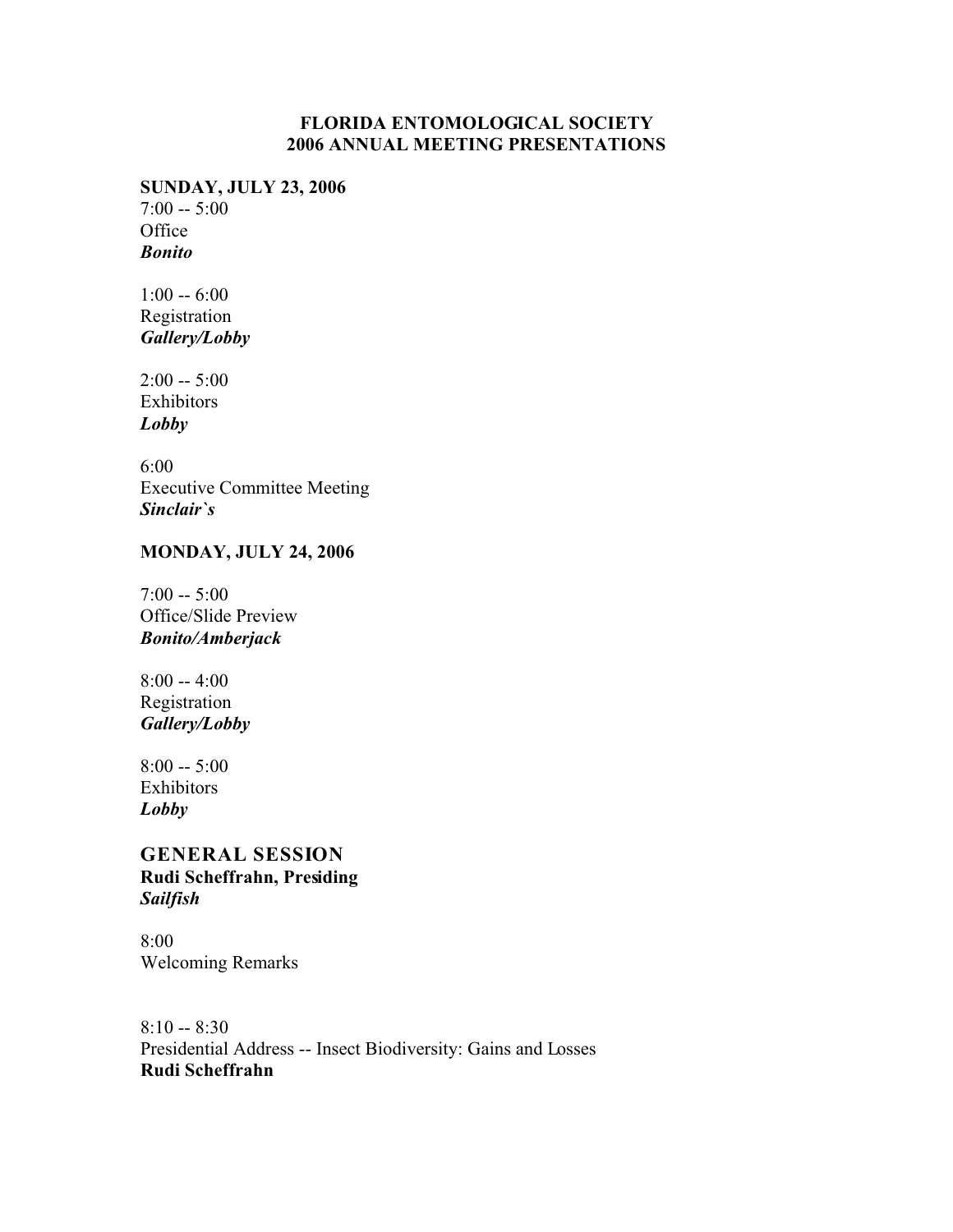**FLORIDA ENTOMOLOGICAL SOCIETY**
**2006 ANNUAL MEETING PRESENTATIONS**

**SUNDAY, JULY 23, 2006**
7:00 -- 5:00
Office
***Bonito***

1:00 -- 6:00
Registration
***Gallery/Lobby***

2:00 -- 5:00
Exhibitors
***Lobby***

6:00
Executive Committee Meeting
***Sinclair`s***

**MONDAY, JULY 24, 2006**

7:00 -- 5:00
Office/Slide Preview
***Bonito/Amberjack***

8:00 -- 4:00
Registration
***Gallery/Lobby***

8:00 -- 5:00
Exhibitors
***Lobby***

## GENERAL SESSION
**Rudi Scheffrahn, Presiding**
***Sailfish***

8:00
Welcoming Remarks

8:10 -- 8:30
Presidential Address -- Insect Biodiversity: Gains and Losses
**Rudi Scheffrahn**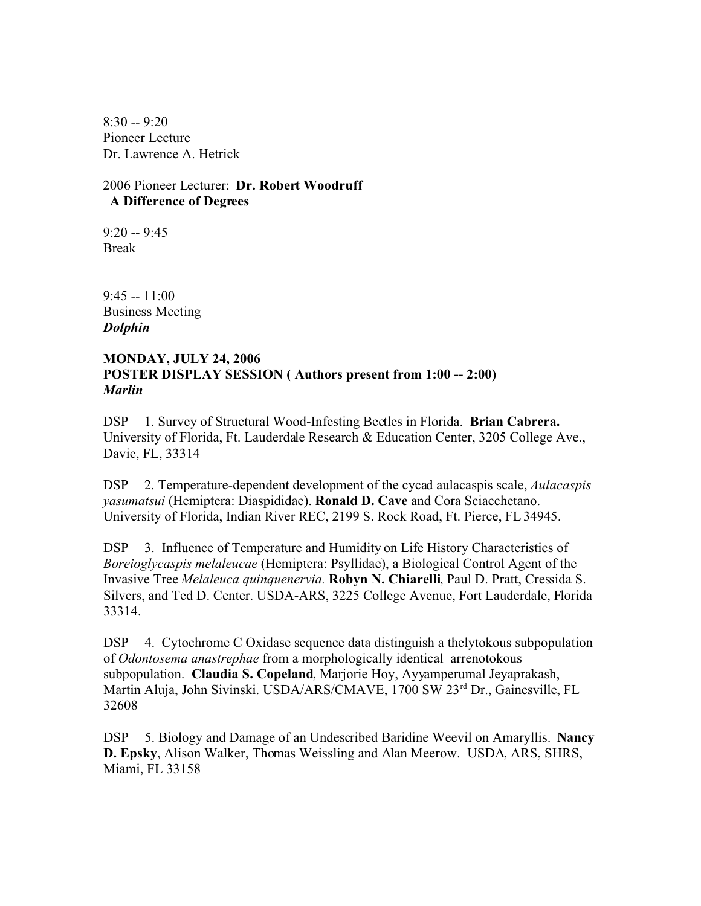8:30 -- 9:20
Pioneer Lecture
Dr. Lawrence A. Hetrick

2006 Pioneer Lecturer: **Dr. Robert Woodruff**
**A Difference of Degrees**

9:20 -- 9:45
Break

9:45 -- 11:00
Business Meeting
***Dolphin***

**MONDAY, JULY 24, 2006**
**POSTER DISPLAY SESSION ( Authors present from 1:00 -- 2:00)**
***Marlin***

DSP 1. Survey of Structural Wood-Infesting Beetles in Florida. **Brian Cabrera.** University of Florida, Ft. Lauderdale Research & Education Center, 3205 College Ave., Davie, FL, 33314

DSP 2. Temperature-dependent development of the cycad aulacaspis scale, *Aulacaspis yasumatsui* (Hemiptera: Diaspididae). **Ronald D. Cave** and Cora Sciacchetano. University of Florida, Indian River REC, 2199 S. Rock Road, Ft. Pierce, FL 34945.

DSP 3. Influence of Temperature and Humidity on Life History Characteristics of *Boreioglycaspis melaleucae* (Hemiptera: Psyllidae), a Biological Control Agent of the Invasive Tree *Melaleuca quinquenervia.* **Robyn N. Chiarelli**, Paul D. Pratt, Cressida S. Silvers, and Ted D. Center. USDA-ARS, 3225 College Avenue, Fort Lauderdale, Florida 33314.

DSP 4. Cytochrome C Oxidase sequence data distinguish a thelytokous subpopulation of *Odontosema anastrephae* from a morphologically identical arrenotokous subpopulation. **Claudia S. Copeland**, Marjorie Hoy, Ayyamperumal Jeyaprakash, Martin Aluja, John Sivinski. USDA/ARS/CMAVE, 1700 SW 23rd Dr., Gainesville, FL 32608

DSP 5. Biology and Damage of an Undescribed Baridine Weevil on Amaryllis. **Nancy D. Epsky**, Alison Walker, Thomas Weissling and Alan Meerow. USDA, ARS, SHRS, Miami, FL 33158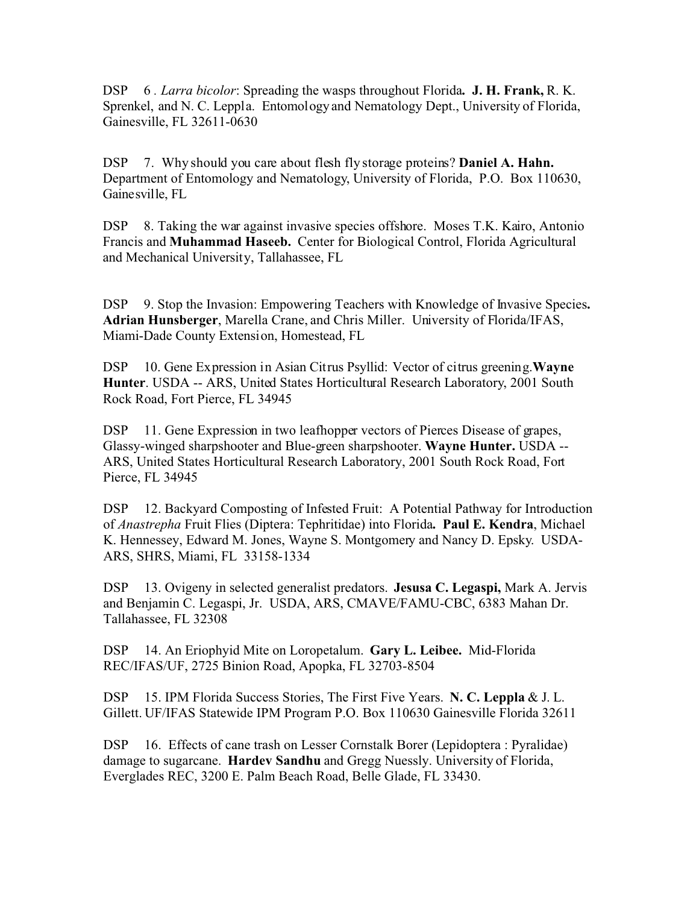DSP 6 . *Larra bicolor*: Spreading the wasps throughout Florida**. J. H. Frank,** R. K. Sprenkel, and N. C. Leppla. Entomology and Nematology Dept., University of Florida, Gainesville, FL 32611-0630

DSP 7. Why should you care about flesh fly storage proteins? **Daniel A. Hahn.** Department of Entomology and Nematology, University of Florida, P.O. Box 110630, Gainesville, FL

DSP 8. Taking the war against invasive species offshore. Moses T.K. Kairo, Antonio Francis and **Muhammad Haseeb.** Center for Biological Control, Florida Agricultural and Mechanical University, Tallahassee, FL

DSP 9. Stop the Invasion: Empowering Teachers with Knowledge of Invasive Species**. Adrian Hunsberger**, Marella Crane, and Chris Miller. University of Florida/IFAS, Miami-Dade County Extension, Homestead, FL

DSP 10. Gene Expression in Asian Citrus Psyllid: Vector of citrus greening.**Wayne Hunter**. USDA -- ARS, United States Horticultural Research Laboratory, 2001 South Rock Road, Fort Pierce, FL 34945

DSP 11. Gene Expression in two leafhopper vectors of Pierces Disease of grapes, Glassy-winged sharpshooter and Blue-green sharpshooter. **Wayne Hunter.** USDA -- ARS, United States Horticultural Research Laboratory, 2001 South Rock Road, Fort Pierce, FL 34945

DSP 12. Backyard Composting of Infested Fruit: A Potential Pathway for Introduction of *Anastrepha* Fruit Flies (Diptera: Tephritidae) into Florida**. Paul E. Kendra**, Michael K. Hennessey, Edward M. Jones, Wayne S. Montgomery and Nancy D. Epsky. USDA-ARS, SHRS, Miami, FL 33158-1334

DSP 13. Ovigeny in selected generalist predators. **Jesusa C. Legaspi,** Mark A. Jervis and Benjamin C. Legaspi, Jr. USDA, ARS, CMAVE/FAMU-CBC, 6383 Mahan Dr. Tallahassee, FL 32308

DSP 14. An Eriophyid Mite on Loropetalum. **Gary L. Leibee.** Mid-Florida REC/IFAS/UF, 2725 Binion Road, Apopka, FL 32703-8504

DSP 15. IPM Florida Success Stories, The First Five Years. **N. C. Leppla** & J. L. Gillett. UF/IFAS Statewide IPM Program P.O. Box 110630 Gainesville Florida 32611

DSP 16. Effects of cane trash on Lesser Cornstalk Borer (Lepidoptera : Pyralidae) damage to sugarcane. **Hardev Sandhu** and Gregg Nuessly. University of Florida, Everglades REC, 3200 E. Palm Beach Road, Belle Glade, FL 33430.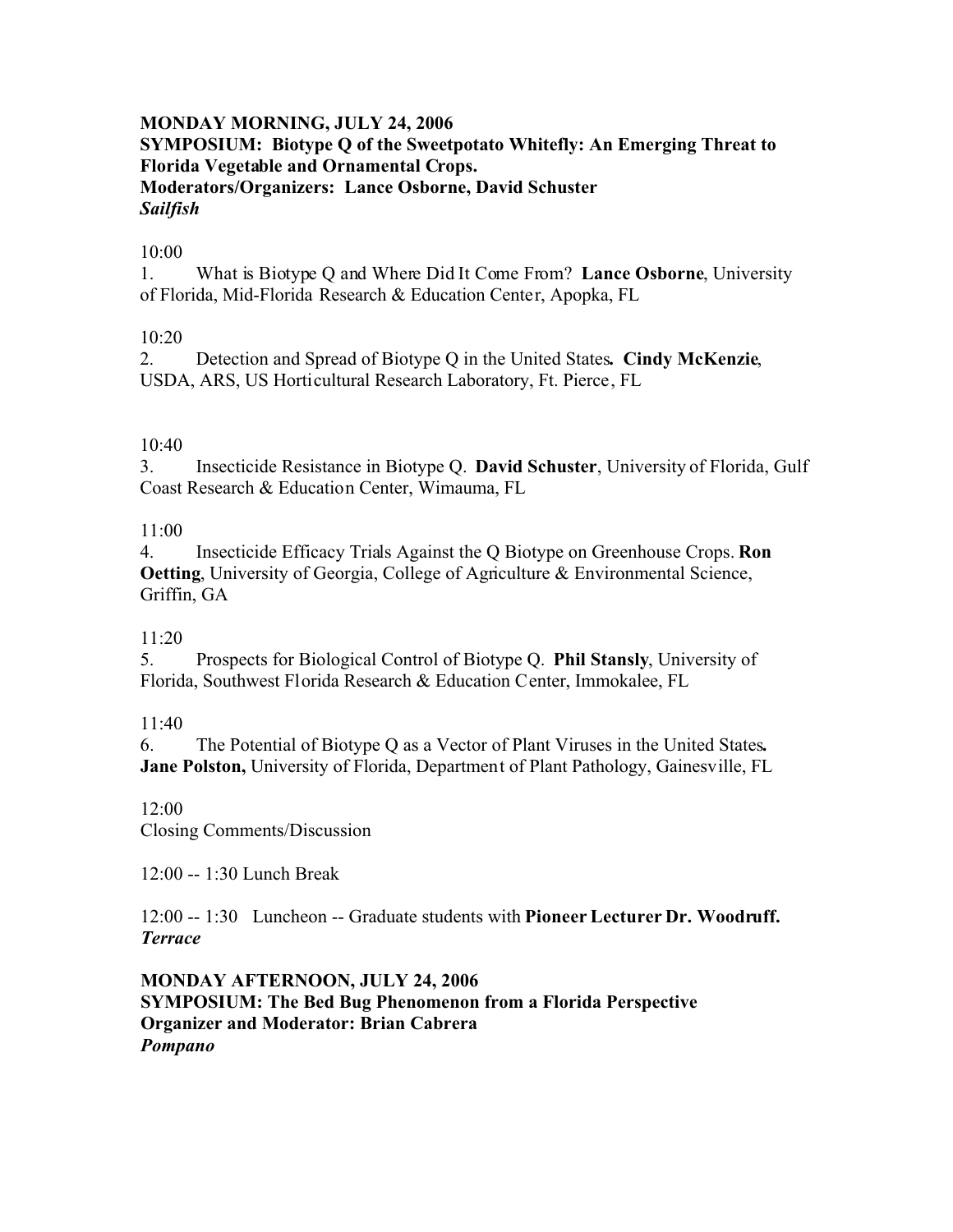**MONDAY MORNING, JULY 24, 2006**
**SYMPOSIUM: Biotype Q of the Sweetpotato Whitefly: An Emerging Threat to Florida Vegetable and Ornamental Crops.**
**Moderators/Organizers: Lance Osborne, David Schuster**
***Sailfish***

10:00
1. What is Biotype Q and Where Did It Come From? **Lance Osborne**, University of Florida, Mid-Florida Research & Education Center, Apopka, FL

10:20
2. Detection and Spread of Biotype Q in the United States**. Cindy McKenzie**, USDA, ARS, US Horticultural Research Laboratory, Ft. Pierce, FL

10:40
3. Insecticide Resistance in Biotype Q. **David Schuster**, University of Florida, Gulf Coast Research & Education Center, Wimauma, FL

11:00
4. Insecticide Efficacy Trials Against the Q Biotype on Greenhouse Crops. **Ron Oetting**, University of Georgia, College of Agriculture & Environmental Science, Griffin, GA

11:20
5. Prospects for Biological Control of Biotype Q. **Phil Stansly**, University of Florida, Southwest Florida Research & Education Center, Immokalee, FL

11:40
6. The Potential of Biotype Q as a Vector of Plant Viruses in the United States**. Jane Polston,** University of Florida, Department of Plant Pathology, Gainesville, FL

12:00
Closing Comments/Discussion

12:00 -- 1:30 Lunch Break

12:00 -- 1:30 Luncheon -- Graduate students with **Pioneer Lecturer Dr. Woodruff.**
***Terrace***

**MONDAY AFTERNOON, JULY 24, 2006**
**SYMPOSIUM: The Bed Bug Phenomenon from a Florida Perspective**
**Organizer and Moderator: Brian Cabrera**
***Pompano***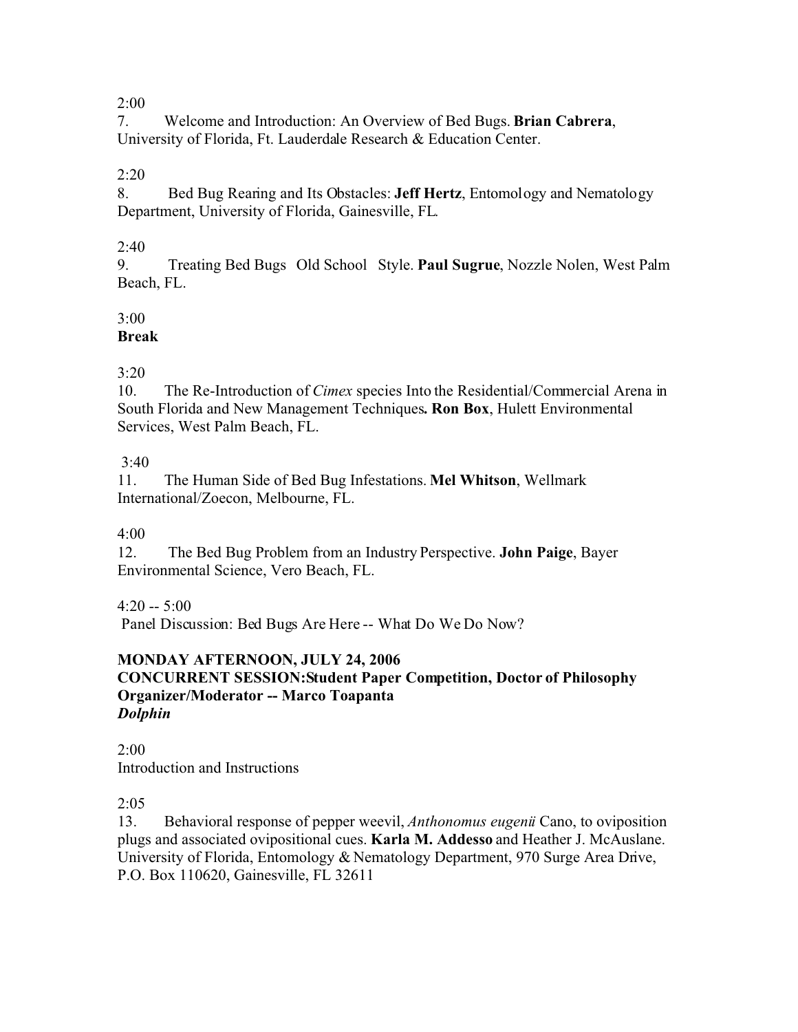2:00

7. Welcome and Introduction: An Overview of Bed Bugs. **Brian Cabrera**, University of Florida, Ft. Lauderdale Research & Education Center.

2:20

8. Bed Bug Rearing and Its Obstacles: **Jeff Hertz**, Entomology and Nematology Department, University of Florida, Gainesville, FL.

2:40

9. Treating Bed Bugs Old School Style. **Paul Sugrue**, Nozzle Nolen, West Palm Beach, FL.

3:00

**Break**

3:20

10. The Re-Introduction of *Cimex* species Into the Residential/Commercial Arena in South Florida and New Management Techniques**. Ron Box**, Hulett Environmental Services, West Palm Beach, FL.

3:40

11. The Human Side of Bed Bug Infestations. **Mel Whitson**, Wellmark International/Zoecon, Melbourne, FL.

4:00

12. The Bed Bug Problem from an Industry Perspective. **John Paige**, Bayer Environmental Science, Vero Beach, FL.

4:20 -- 5:00

Panel Discussion: Bed Bugs Are Here -- What Do We Do Now?

**MONDAY AFTERNOON, JULY 24, 2006**
**CONCURRENT SESSION:Student Paper Competition, Doctor of Philosophy**
**Organizer/Moderator -- Marco Toapanta**
***Dolphin***

2:00

Introduction and Instructions

2:05

13. Behavioral response of pepper weevil, *Anthonomus eugenii* Cano, to oviposition plugs and associated ovipositional cues. **Karla M. Addesso** and Heather J. McAuslane. University of Florida, Entomology & Nematology Department, 970 Surge Area Drive, P.O. Box 110620, Gainesville, FL 32611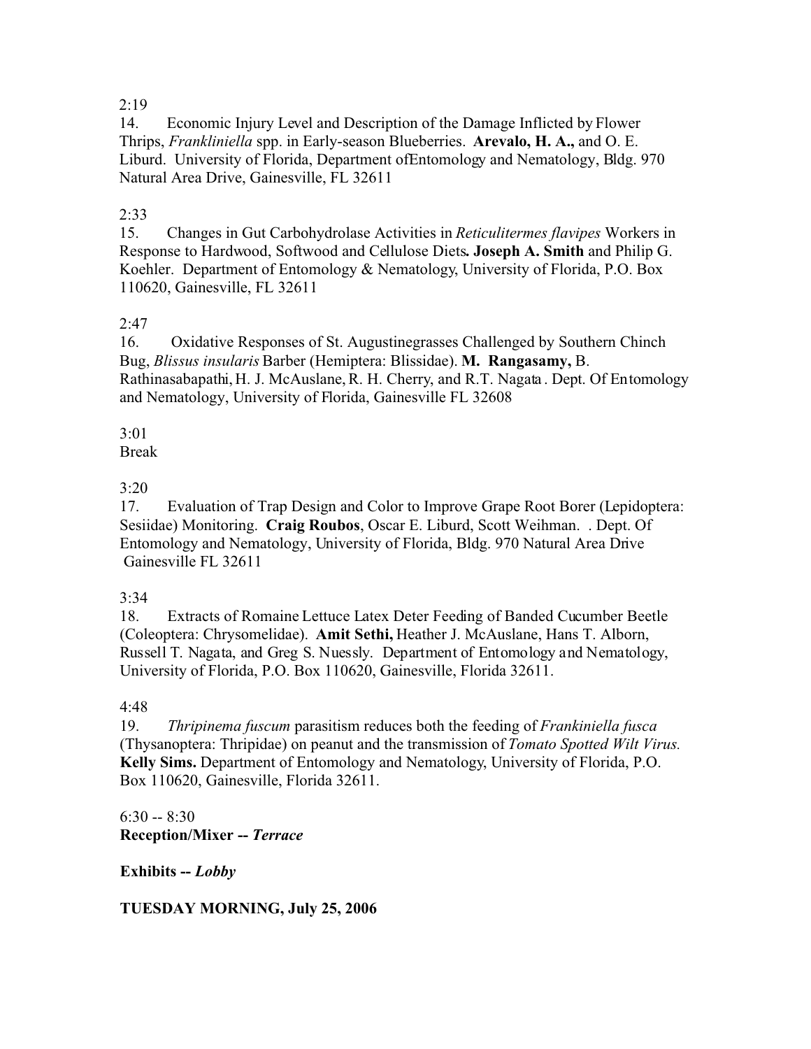2:19

14. Economic Injury Level and Description of the Damage Inflicted by Flower Thrips, *Frankliniella* spp. in Early-season Blueberries. **Arevalo, H. A.,** and O. E. Liburd. University of Florida, Department ofEntomology and Nematology, Bldg. 970 Natural Area Drive, Gainesville, FL 32611

2:33

15. Changes in Gut Carbohydrolase Activities in *Reticulitermes flavipes* Workers in Response to Hardwood, Softwood and Cellulose Diets**. Joseph A. Smith** and Philip G. Koehler. Department of Entomology & Nematology, University of Florida, P.O. Box 110620, Gainesville, FL 32611

2:47

16. Oxidative Responses of St. Augustinegrasses Challenged by Southern Chinch Bug, *Blissus insularis* Barber (Hemiptera: Blissidae). **M. Rangasamy,** B. Rathinasabapathi, H. J. McAuslane, R. H. Cherry, and R.T. Nagata . Dept. Of Entomology and Nematology, University of Florida, Gainesville FL 32608

3:01

Break

3:20

17. Evaluation of Trap Design and Color to Improve Grape Root Borer (Lepidoptera: Sesiidae) Monitoring. **Craig Roubos**, Oscar E. Liburd, Scott Weihman. . Dept. Of Entomology and Nematology, University of Florida, Bldg. 970 Natural Area Drive Gainesville FL 32611

3:34

18. Extracts of Romaine Lettuce Latex Deter Feeding of Banded Cucumber Beetle (Coleoptera: Chrysomelidae). **Amit Sethi,** Heather J. McAuslane, Hans T. Alborn, Russell T. Nagata, and Greg S. Nuessly. Department of Entomology and Nematology, University of Florida, P.O. Box 110620, Gainesville, Florida 32611.

4:48

19. *Thripinema fuscum* parasitism reduces both the feeding of *Frankiniella fusca* (Thysanoptera: Thripidae) on peanut and the transmission of *Tomato Spotted Wilt Virus.* **Kelly Sims.** Department of Entomology and Nematology, University of Florida, P.O. Box 110620, Gainesville, Florida 32611.

6:30 -- 8:30

**Reception/Mixer -- *Terrace***

**Exhibits -- *Lobby***

**TUESDAY MORNING, July 25, 2006**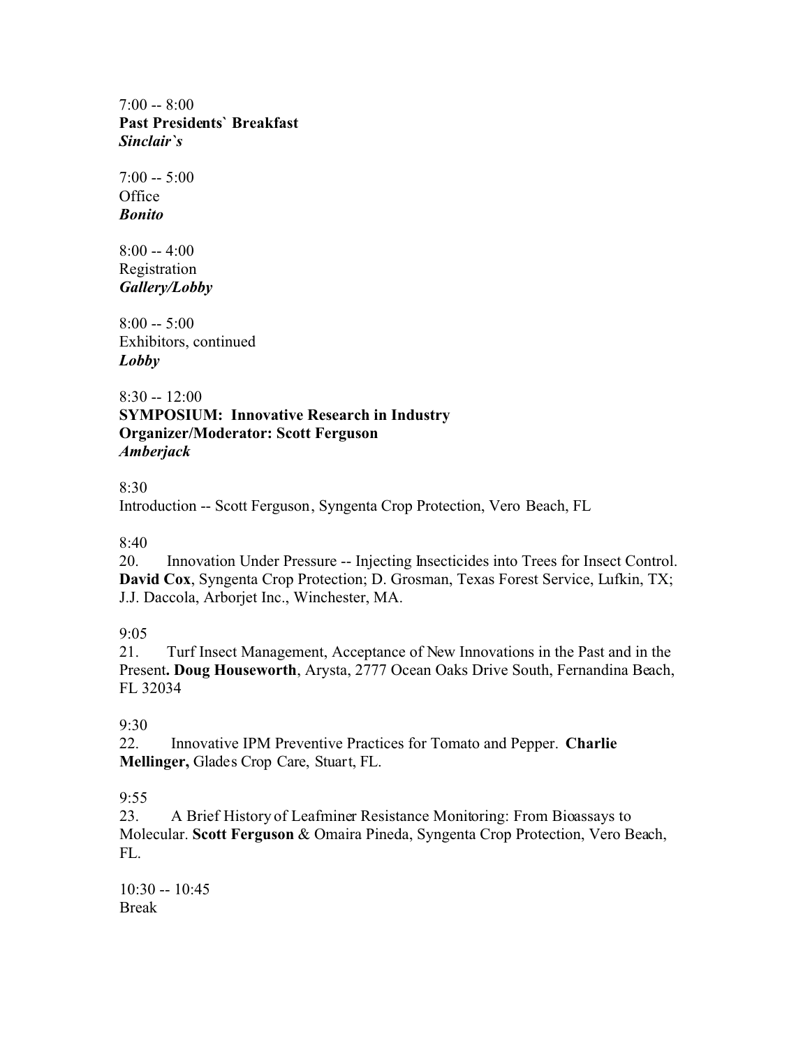7:00 -- 8:00
**Past Presidents` Breakfast**
***Sinclair`s***

7:00 -- 5:00
Office
***Bonito***

8:00 -- 4:00
Registration
***Gallery/Lobby***

8:00 -- 5:00
Exhibitors, continued
***Lobby***

8:30 -- 12:00
**SYMPOSIUM: Innovative Research in Industry**
**Organizer/Moderator: Scott Ferguson**
***Amberjack***

8:30
Introduction -- Scott Ferguson, Syngenta Crop Protection, Vero Beach, FL

8:40
20. Innovation Under Pressure -- Injecting Insecticides into Trees for Insect Control. **David Cox**, Syngenta Crop Protection; D. Grosman, Texas Forest Service, Lufkin, TX; J.J. Daccola, Arborjet Inc., Winchester, MA.

9:05
21. Turf Insect Management, Acceptance of New Innovations in the Past and in the Present**. Doug Houseworth**, Arysta, 2777 Ocean Oaks Drive South, Fernandina Beach, FL 32034

9:30
22. Innovative IPM Preventive Practices for Tomato and Pepper. **Charlie Mellinger,** Glades Crop Care, Stuart, FL.

9:55
23. A Brief History of Leafminer Resistance Monitoring: From Bioassays to Molecular. **Scott Ferguson** & Omaira Pineda, Syngenta Crop Protection, Vero Beach, FL.

10:30 -- 10:45
Break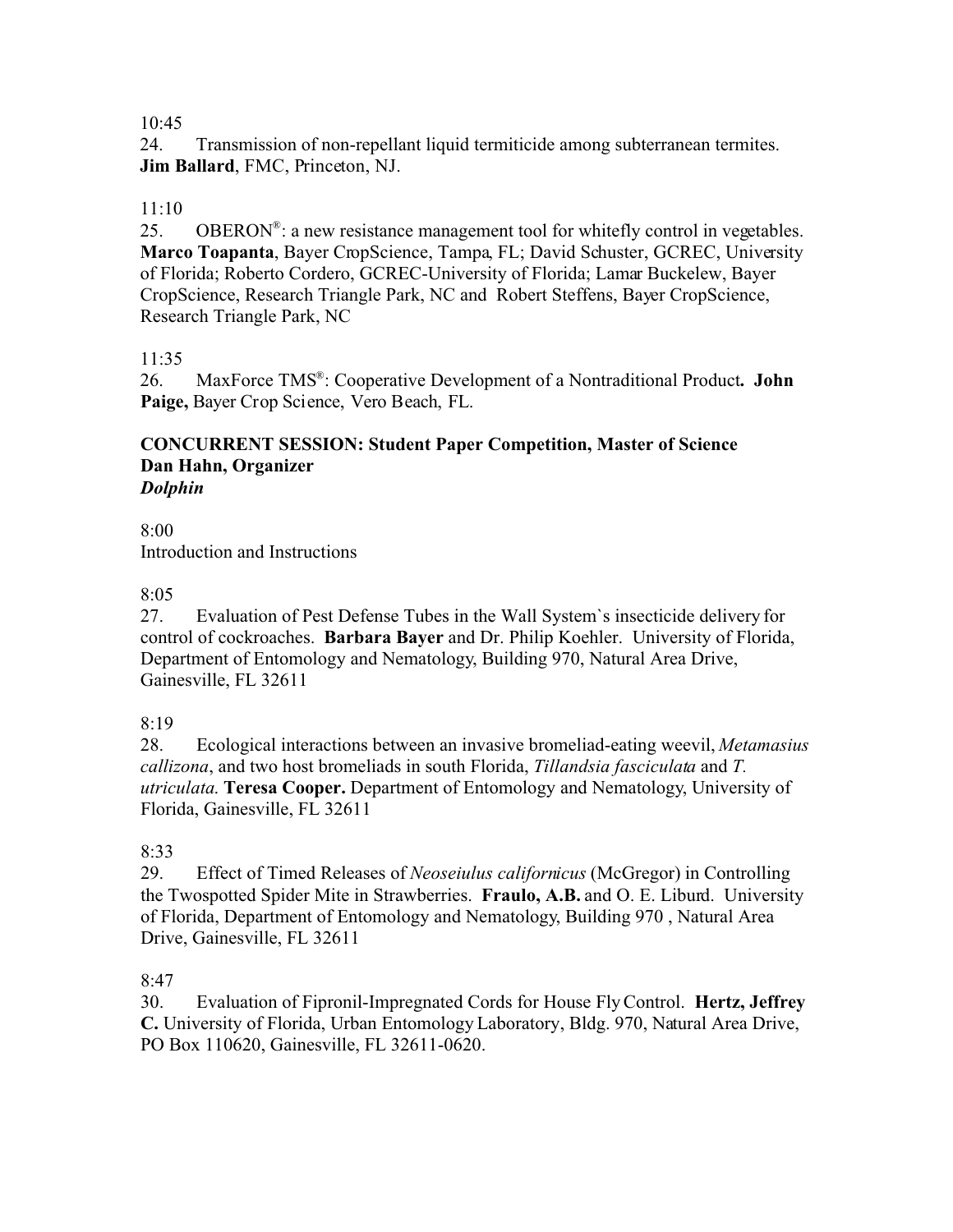10:45

24. Transmission of non-repellant liquid termiticide among subterranean termites. **Jim Ballard**, FMC, Princeton, NJ.

11:10

25. OBERON®: a new resistance management tool for whitefly control in vegetables. **Marco Toapanta**, Bayer CropScience, Tampa, FL; David Schuster, GCREC, University of Florida; Roberto Cordero, GCREC-University of Florida; Lamar Buckelew, Bayer CropScience, Research Triangle Park, NC and Robert Steffens, Bayer CropScience, Research Triangle Park, NC

11:35

26. MaxForce TMS®: Cooperative Development of a Nontraditional Product**. John Paige,** Bayer Crop Science, Vero Beach, FL.

**CONCURRENT SESSION: Student Paper Competition, Master of Science**
**Dan Hahn, Organizer**
***Dolphin***

8:00

Introduction and Instructions

8:05

27. Evaluation of Pest Defense Tubes in the Wall System`s insecticide delivery for control of cockroaches. **Barbara Bayer** and Dr. Philip Koehler. University of Florida, Department of Entomology and Nematology, Building 970, Natural Area Drive, Gainesville, FL 32611

8:19

28. Ecological interactions between an invasive bromeliad-eating weevil, *Metamasius callizona*, and two host bromeliads in south Florida, *Tillandsia fasciculata* and *T. utriculata*. **Teresa Cooper.** Department of Entomology and Nematology, University of Florida, Gainesville, FL 32611

8:33

29. Effect of Timed Releases of *Neoseiulus californicus* (McGregor) in Controlling the Twospotted Spider Mite in Strawberries. **Fraulo, A.B.** and O. E. Liburd. University of Florida, Department of Entomology and Nematology, Building 970 , Natural Area Drive, Gainesville, FL 32611

8:47

30. Evaluation of Fipronil-Impregnated Cords for House Fly Control. **Hertz, Jeffrey C.** University of Florida, Urban Entomology Laboratory, Bldg. 970, Natural Area Drive, PO Box 110620, Gainesville, FL 32611-0620.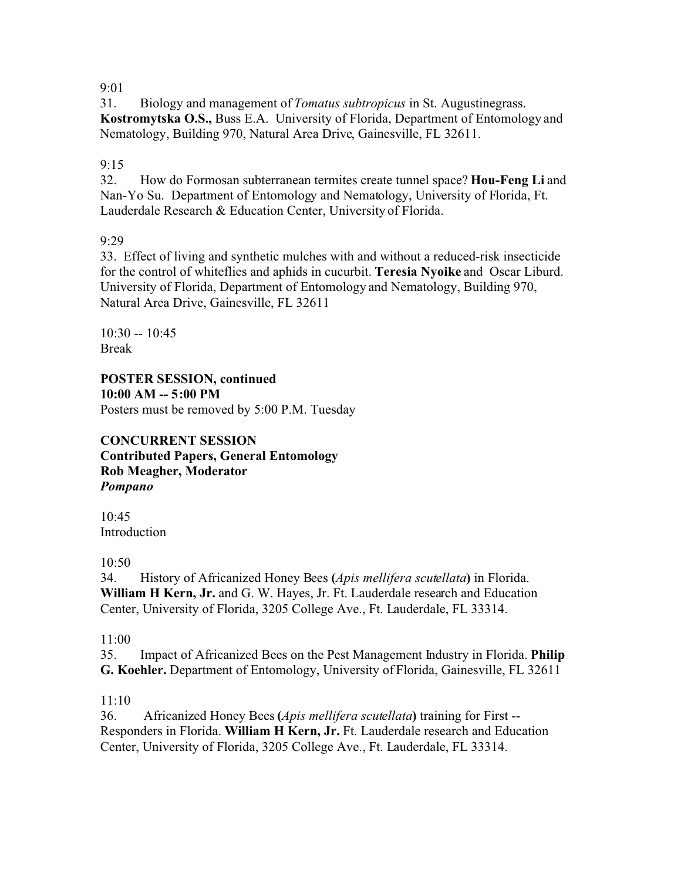9:01

31. Biology and management of *Tomatus subtropicus* in St. Augustinegrass. **Kostromytska O.S.,** Buss E.A. University of Florida, Department of Entomology and Nematology, Building 970, Natural Area Drive, Gainesville, FL 32611.

9:15

32. How do Formosan subterranean termites create tunnel space? **Hou-Feng Li** and Nan-Yo Su. Department of Entomology and Nematology, University of Florida, Ft. Lauderdale Research & Education Center, University of Florida.

9:29

33. Effect of living and synthetic mulches with and without a reduced-risk insecticide for the control of whiteflies and aphids in cucurbit. **Teresia Nyoike** and Oscar Liburd. University of Florida, Department of Entomology and Nematology, Building 970, Natural Area Drive, Gainesville, FL 32611

10:30 -- 10:45
Break

**POSTER SESSION, continued**
**10:00 AM -- 5:00 PM**
Posters must be removed by 5:00 P.M. Tuesday

**CONCURRENT SESSION**
**Contributed Papers, General Entomology**
**Rob Meagher, Moderator**
***Pompano***

10:45
Introduction

10:50

34. History of Africanized Honey Bees **(***Apis mellifera scutellata***)** in Florida. **William H Kern, Jr.** and G. W. Hayes, Jr. Ft. Lauderdale research and Education Center, University of Florida, 3205 College Ave., Ft. Lauderdale, FL 33314.

11:00

35. Impact of Africanized Bees on the Pest Management Industry in Florida. **Philip G. Koehler.** Department of Entomology, University of Florida, Gainesville, FL 32611

11:10

36. Africanized Honey Bees **(***Apis mellifera scutellata***)** training for First -- Responders in Florida. **William H Kern, Jr.** Ft. Lauderdale research and Education Center, University of Florida, 3205 College Ave., Ft. Lauderdale, FL 33314.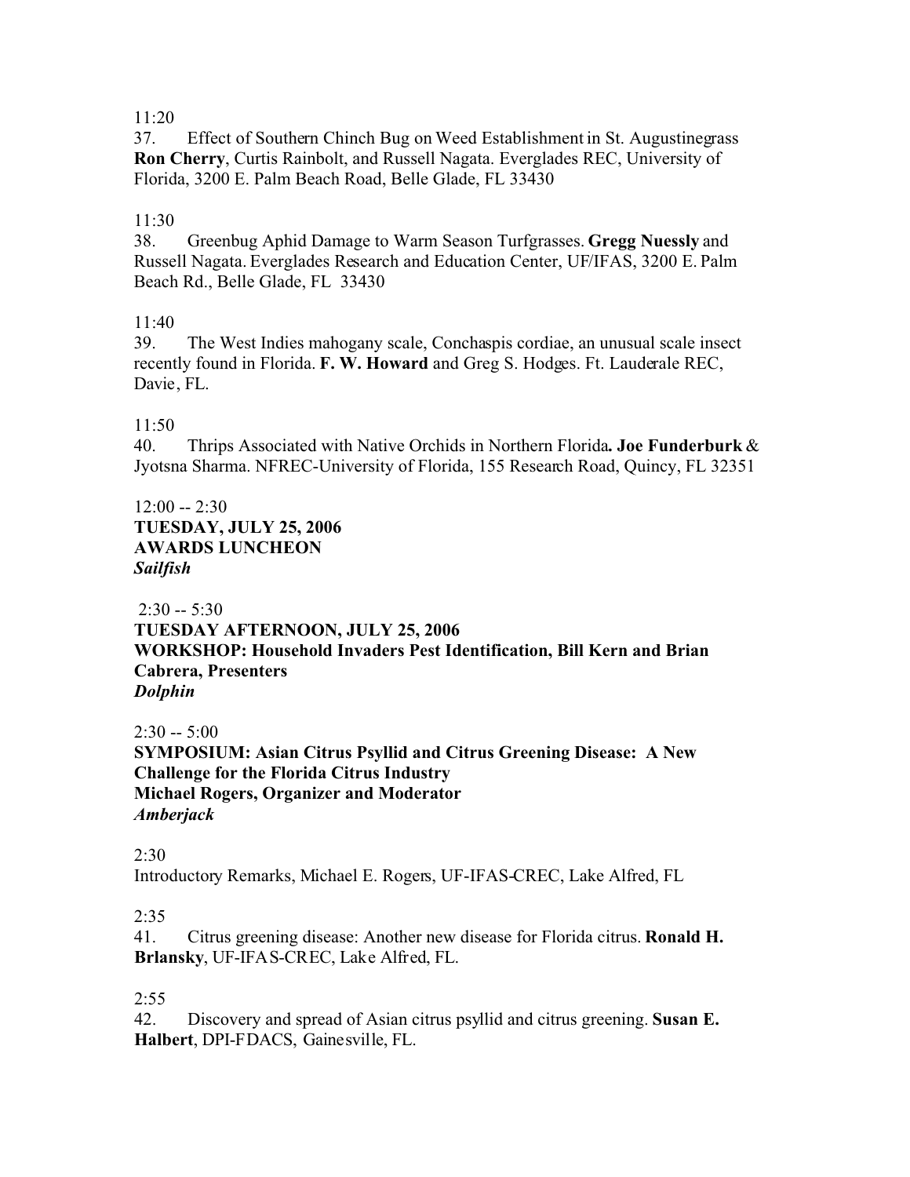11:20

37. Effect of Southern Chinch Bug on Weed Establishment in St. Augustinegrass **Ron Cherry**, Curtis Rainbolt, and Russell Nagata. Everglades REC, University of Florida, 3200 E. Palm Beach Road, Belle Glade, FL 33430

11:30

38. Greenbug Aphid Damage to Warm Season Turfgrasses. **Gregg Nuessly** and Russell Nagata. Everglades Research and Education Center, UF/IFAS, 3200 E. Palm Beach Rd., Belle Glade, FL 33430

11:40

39. The West Indies mahogany scale, Conchaspis cordiae, an unusual scale insect recently found in Florida. **F. W. Howard** and Greg S. Hodges. Ft. Lauderale REC, Davie, FL.

11:50

40. Thrips Associated with Native Orchids in Northern Florida**. Joe Funderburk** & Jyotsna Sharma. NFREC-University of Florida, 155 Research Road, Quincy, FL 32351

12:00 -- 2:30

**TUESDAY, JULY 25, 2006**
**AWARDS LUNCHEON**
***Sailfish***

2:30 -- 5:30

**TUESDAY AFTERNOON, JULY 25, 2006**
**WORKSHOP: Household Invaders Pest Identification, Bill Kern and Brian Cabrera, Presenters**
***Dolphin***

2:30 -- 5:00

**SYMPOSIUM: Asian Citrus Psyllid and Citrus Greening Disease: A New Challenge for the Florida Citrus Industry**
**Michael Rogers, Organizer and Moderator**
***Amberjack***

2:30

Introductory Remarks, Michael E. Rogers, UF-IFAS-CREC, Lake Alfred, FL

2:35

41. Citrus greening disease: Another new disease for Florida citrus. **Ronald H. Brlansky**, UF-IFAS-CREC, Lake Alfred, FL.

2:55

42. Discovery and spread of Asian citrus psyllid and citrus greening. **Susan E. Halbert**, DPI-FDACS, Gainesville, FL.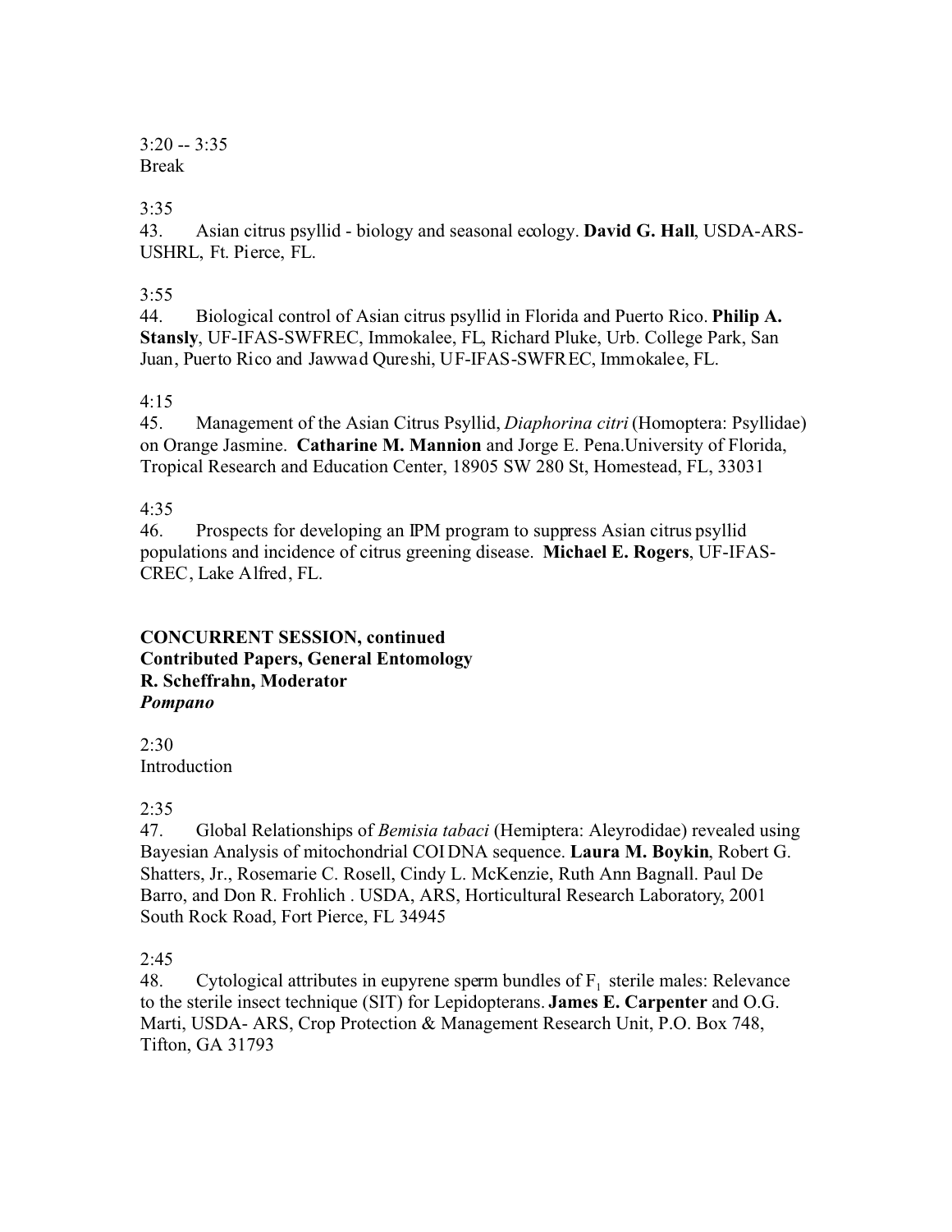3:20 -- 3:35
Break

3:35
43. Asian citrus psyllid - biology and seasonal ecology. **David G. Hall**, USDA-ARS-USHRL, Ft. Pierce, FL.

3:55
44. Biological control of Asian citrus psyllid in Florida and Puerto Rico. **Philip A. Stansly**, UF-IFAS-SWFREC, Immokalee, FL, Richard Pluke, Urb. College Park, San Juan, Puerto Rico and Jawwad Qureshi, UF-IFAS-SWFREC, Immokalee, FL.

4:15
45. Management of the Asian Citrus Psyllid, *Diaphorina citri* (Homoptera: Psyllidae) on Orange Jasmine. **Catharine M. Mannion** and Jorge E. Pena.University of Florida, Tropical Research and Education Center, 18905 SW 280 St, Homestead, FL, 33031

4:35
46. Prospects for developing an IPM program to suppress Asian citrus psyllid populations and incidence of citrus greening disease. **Michael E. Rogers**, UF-IFAS-CREC, Lake Alfred, FL.

**CONCURRENT SESSION, continued**
**Contributed Papers, General Entomology**
**R. Scheffrahn, Moderator**
***Pompano***

2:30
Introduction

2:35
47. Global Relationships of *Bemisia tabaci* (Hemiptera: Aleyrodidae) revealed using Bayesian Analysis of mitochondrial COI DNA sequence. **Laura M. Boykin**, Robert G. Shatters, Jr., Rosemarie C. Rosell, Cindy L. McKenzie, Ruth Ann Bagnall. Paul De Barro, and Don R. Frohlich . USDA, ARS, Horticultural Research Laboratory, 2001 South Rock Road, Fort Pierce, FL 34945

2:45
48. Cytological attributes in eupyrene sperm bundles of $F_1$ sterile males: Relevance to the sterile insect technique (SIT) for Lepidopterans. **James E. Carpenter** and O.G. Marti, USDA- ARS, Crop Protection & Management Research Unit, P.O. Box 748, Tifton, GA 31793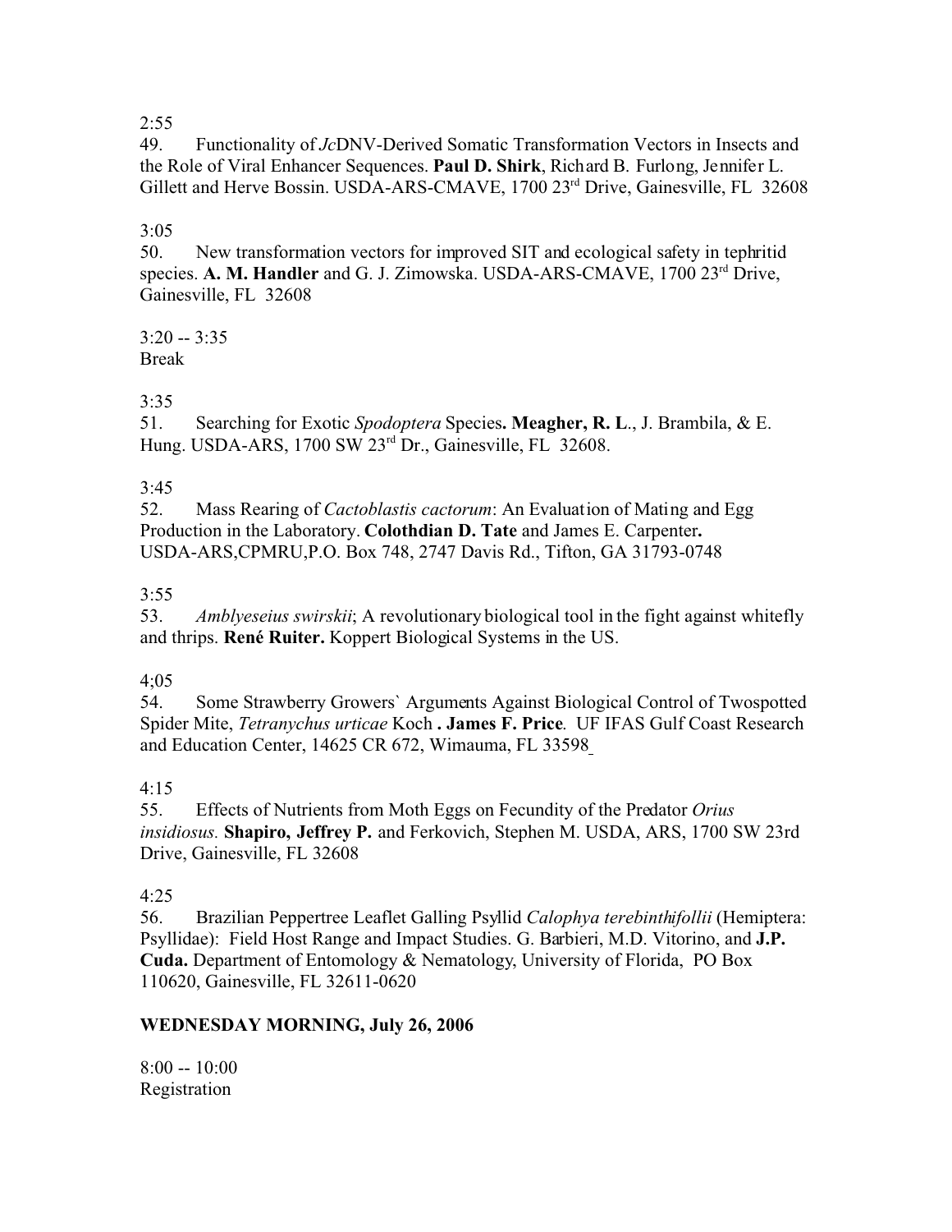2:55
49. Functionality of *Jc*DNV-Derived Somatic Transformation Vectors in Insects and the Role of Viral Enhancer Sequences. **Paul D. Shirk**, Richard B. Furlong, Jennifer L. Gillett and Herve Bossin. USDA-ARS-CMAVE, 1700 23rd Drive, Gainesville, FL 32608

3:05
50. New transformation vectors for improved SIT and ecological safety in tephritid species. **A. M. Handler** and G. J. Zimowska. USDA-ARS-CMAVE, 1700 23rd Drive, Gainesville, FL 32608

3:20 -- 3:35
Break

3:35
51. Searching for Exotic *Spodoptera* Species**. Meagher, R. L**., J. Brambila, & E. Hung. USDA-ARS, 1700 SW 23rd Dr., Gainesville, FL 32608.

3:45
52. Mass Rearing of *Cactoblastis cactorum*: An Evaluation of Mating and Egg Production in the Laboratory. **Colothdian D. Tate** and James E. Carpenter**.** USDA-ARS,CPMRU,P.O. Box 748, 2747 Davis Rd., Tifton, GA 31793-0748

3:55
53. *Amblyeseius swirskii*; A revolutionary biological tool in the fight against whitefly and thrips. **René Ruiter.** Koppert Biological Systems in the US.

4;05
54. Some Strawberry Growers` Arguments Against Biological Control of Twospotted Spider Mite, *Tetranychus urticae* Koch **. James F. Price**. UF IFAS Gulf Coast Research and Education Center, 14625 CR 672, Wimauma, FL 33598

4:15
55. Effects of Nutrients from Moth Eggs on Fecundity of the Predator *Orius insidiosus.* **Shapiro, Jeffrey P.** and Ferkovich, Stephen M. USDA, ARS, 1700 SW 23rd Drive, Gainesville, FL 32608

4:25
56. Brazilian Peppertree Leaflet Galling Psyllid *Calophya terebinthifollii* (Hemiptera: Psyllidae): Field Host Range and Impact Studies. G. Barbieri, M.D. Vitorino, and **J.P. Cuda.** Department of Entomology & Nematology, University of Florida, PO Box 110620, Gainesville, FL 32611-0620

**WEDNESDAY MORNING, July 26, 2006**

8:00 -- 10:00
Registration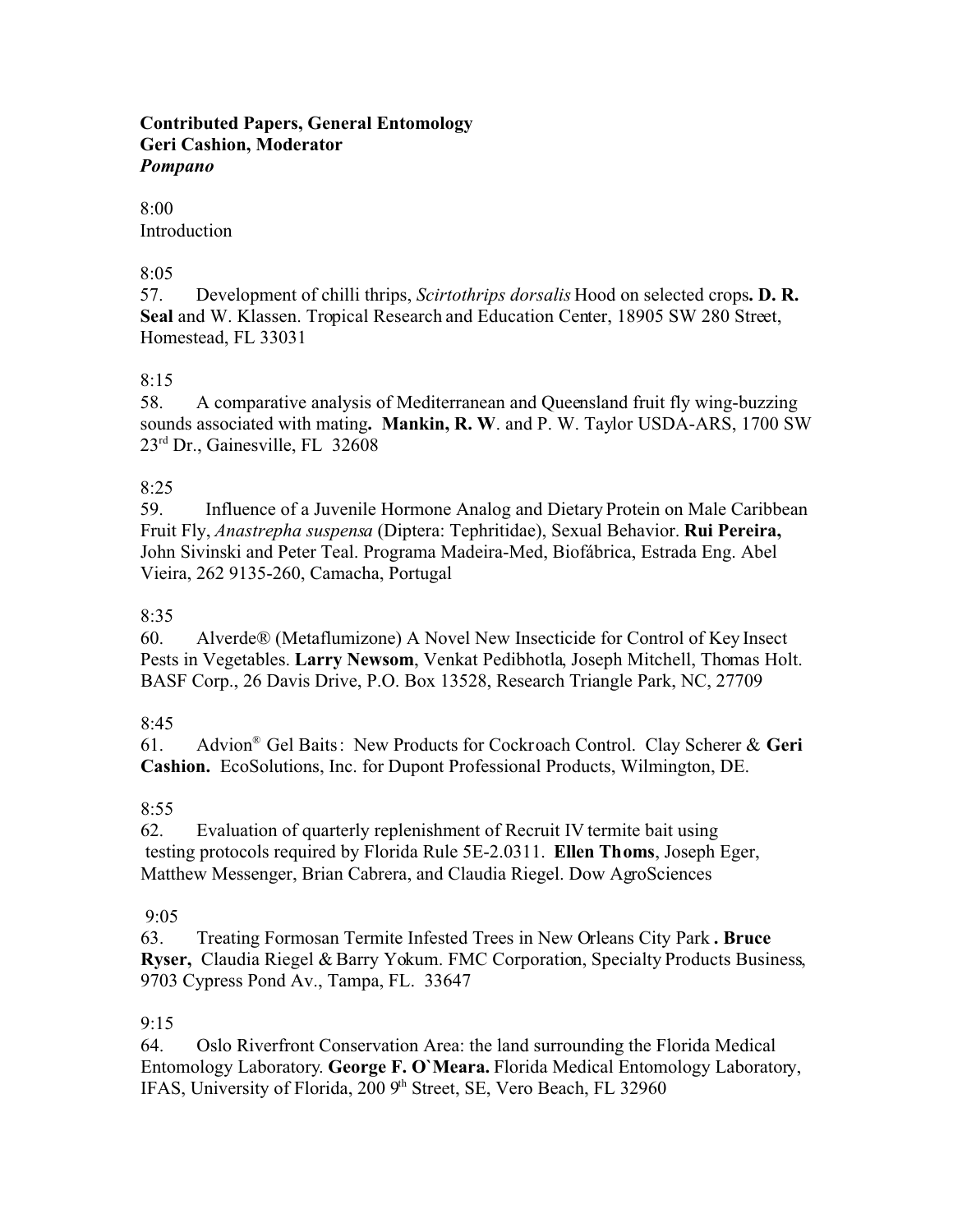**Contributed Papers, General Entomology**
**Geri Cashion, Moderator**
***Pompano***

8:00
Introduction

8:05
57. Development of chilli thrips, *Scirtothrips dorsalis* Hood on selected crops**. D. R. Seal** and W. Klassen. Tropical Research and Education Center, 18905 SW 280 Street, Homestead, FL 33031

8:15
58. A comparative analysis of Mediterranean and Queensland fruit fly wing-buzzing sounds associated with mating**. Mankin, R. W**. and P. W. Taylor USDA-ARS, 1700 SW 23rd Dr., Gainesville, FL 32608

8:25
59. Influence of a Juvenile Hormone Analog and Dietary Protein on Male Caribbean Fruit Fly, *Anastrepha suspensa* (Diptera: Tephritidae), Sexual Behavior. **Rui Pereira,** John Sivinski and Peter Teal. Programa Madeira-Med, Biofábrica, Estrada Eng. Abel Vieira, 262 9135-260, Camacha, Portugal

8:35
60. Alverde® (Metaflumizone) A Novel New Insecticide for Control of Key Insect Pests in Vegetables. **Larry Newsom**, Venkat Pedibhotla, Joseph Mitchell, Thomas Holt. BASF Corp., 26 Davis Drive, P.O. Box 13528, Research Triangle Park, NC, 27709

8:45
61. Advion® Gel Baits: New Products for Cockroach Control. Clay Scherer & **Geri Cashion.** EcoSolutions, Inc. for Dupont Professional Products, Wilmington, DE.

8:55
62. Evaluation of quarterly replenishment of Recruit IV termite bait using testing protocols required by Florida Rule 5E-2.0311. **Ellen Thoms**, Joseph Eger, Matthew Messenger, Brian Cabrera, and Claudia Riegel. Dow AgroSciences

9:05
63. Treating Formosan Termite Infested Trees in New Orleans City Park **. Bruce Ryser,** Claudia Riegel & Barry Yokum. FMC Corporation, Specialty Products Business, 9703 Cypress Pond Av., Tampa, FL. 33647

9:15
64. Oslo Riverfront Conservation Area: the land surrounding the Florida Medical Entomology Laboratory. **George F. O`Meara.** Florida Medical Entomology Laboratory, IFAS, University of Florida, 200 9th Street, SE, Vero Beach, FL 32960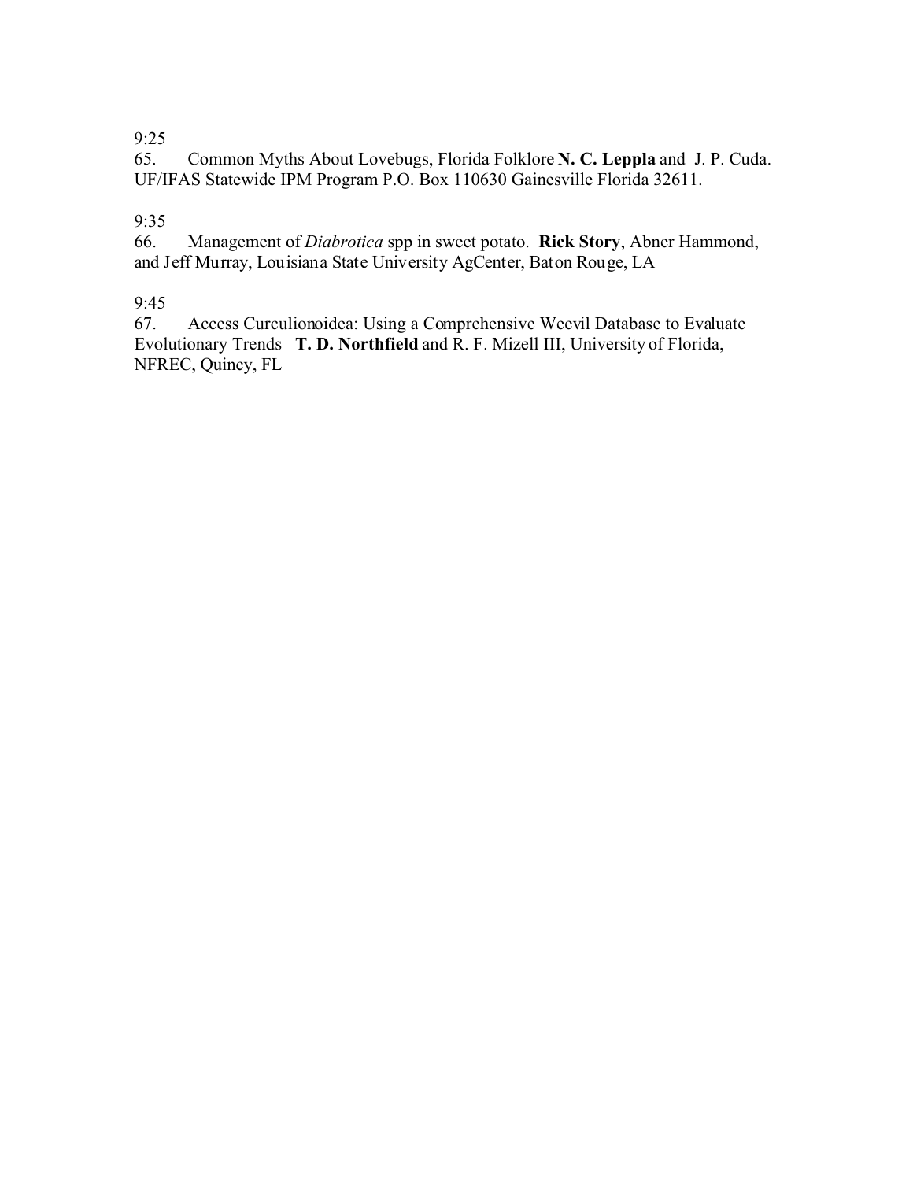9:25

65. Common Myths About Lovebugs, Florida Folklore **N. C. Leppla** and J. P. Cuda. UF/IFAS Statewide IPM Program P.O. Box 110630 Gainesville Florida 32611.

9:35

66. Management of *Diabrotica* spp in sweet potato. **Rick Story**, Abner Hammond, and Jeff Murray, Louisiana State University AgCenter, Baton Rouge, LA

9:45

67. Access Curculionoidea: Using a Comprehensive Weevil Database to Evaluate Evolutionary Trends **T. D. Northfield** and R. F. Mizell III, University of Florida, NFREC, Quincy, FL